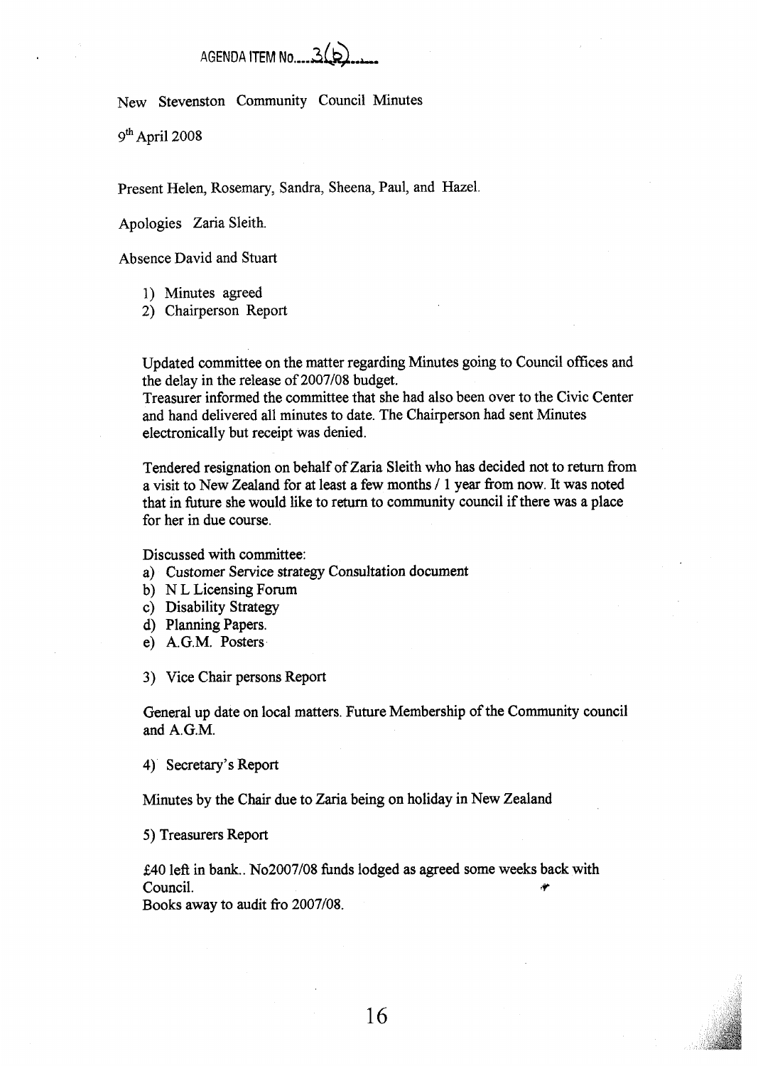AGENDA ITEM No....3(b)....

New Stevenston Community Council Minutes

9th April 2008

Present Helen, Rosemary, Sandra, Sheena, Paul, and Hazel.

Apologies Zaria Sleith.

Absence David and Stuart

1) Minutes agreed
2) Chairperson Report

Updated committee on the matter regarding Minutes going to Council offices and the delay in the release of 2007/08 budget.
Treasurer informed the committee that she had also been over to the Civic Center and hand delivered all minutes to date. The Chairperson had sent Minutes electronically but receipt was denied.

Tendered resignation on behalf of Zaria Sleith who has decided not to return from a visit to New Zealand for at least a few months / 1 year from now. It was noted that in future she would like to return to community council if there was a place for her in due course.

Discussed with committee:

a) Customer Service strategy Consultation document
b) N L Licensing Forum
c) Disability Strategy
d) Planning Papers.
e) A.G.M. Posters

3) Vice Chair persons Report

General up date on local matters. Future Membership of the Community council and A.G.M.

4) Secretary's Report

Minutes by the Chair due to Zaria being on holiday in New Zealand

5) Treasurers Report

£40 left in bank.. No2007/08 funds lodged as agreed some weeks back with Council.
Books away to audit fro 2007/08.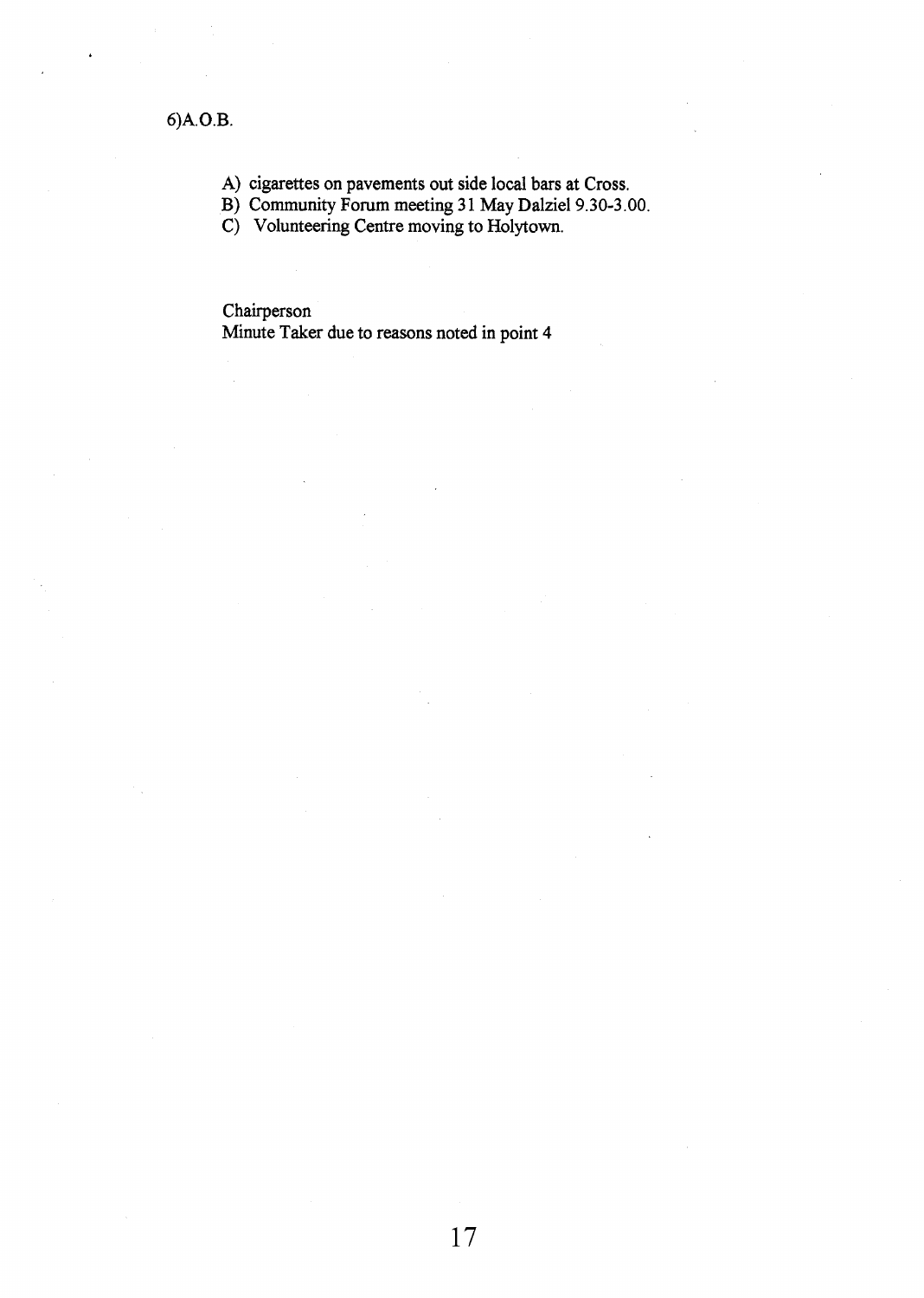6)A.O.B.

A) cigarettes on pavements out side local bars at Cross.
B) Community Forum meeting 31 May Dalziel 9.30-3.00.
C) Volunteering Centre moving to Holytown.

Chairperson
Minute Taker due to reasons noted in point 4